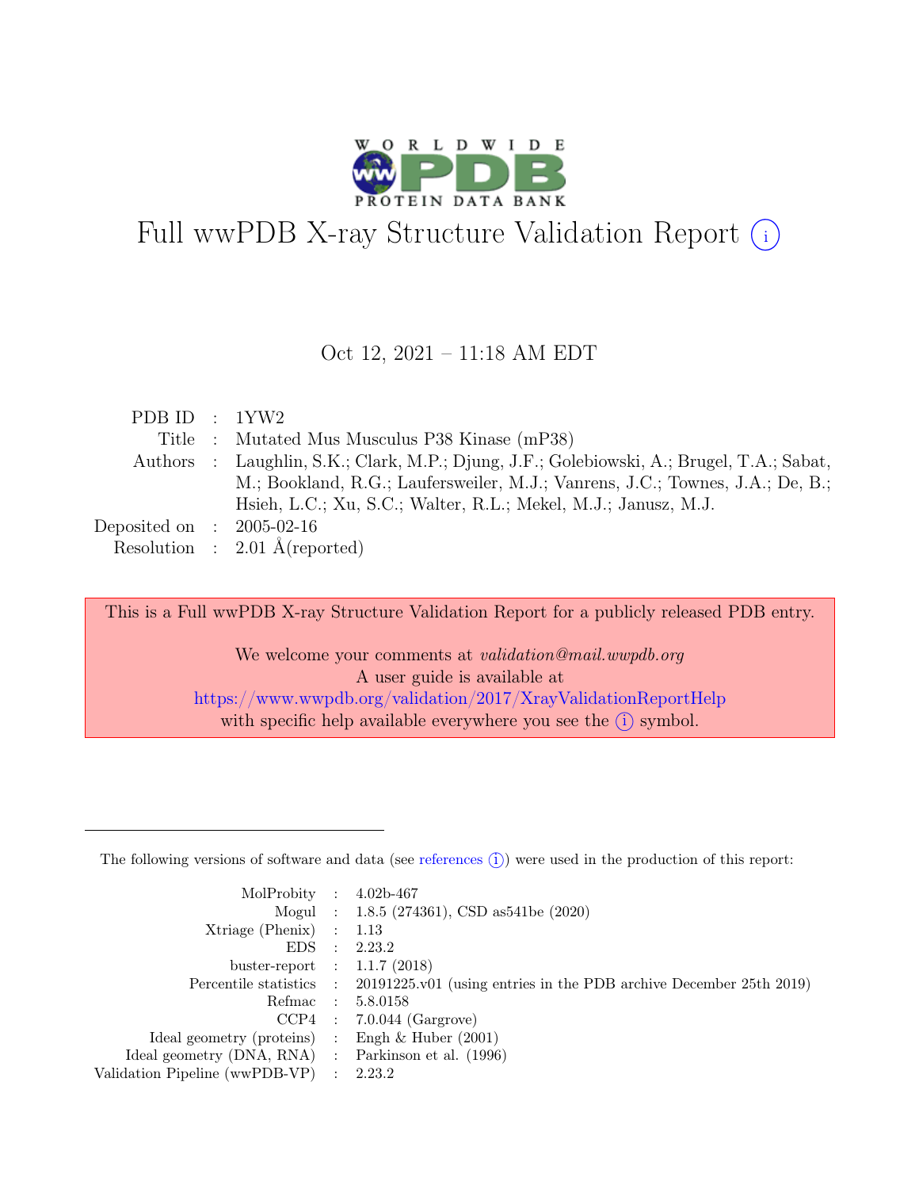# Full wwPDB X-ray Structure Validation Report ⓘ

Oct 12, 2021 – 11:18 AM EDT

| | | |
|---|---|---|
| PDB ID | : | 1YW2 |
| Title | : | Mutated Mus Musculus P38 Kinase (mP38) |
| Authors | : | Laughlin, S.K.; Clark, M.P.; Djung, J.F.; Golebiowski, A.; Brugel, T.A.; Sabat, M.; Bookland, R.G.; Laufersweiler, M.J.; Vanrens, J.C.; Townes, J.A.; De, B.; Hsieh, L.C.; Xu, S.C.; Walter, R.L.; Mekel, M.J.; Janusz, M.J. |
| Deposited on | : | 2005-02-16 |
| Resolution | : | 2.01 Å(reported) |

This is a Full wwPDB X-ray Structure Validation Report for a publicly released PDB entry.

We welcome your comments at *validation@mail.wwpdb.org*
A user guide is available at
https://www.wwpdb.org/validation/2017/XrayValidationReportHelp
with specific help available everywhere you see the ⓘ symbol.

The following versions of software and data (see references ⓘ) were used in the production of this report:

| | | |
|---|---|---|
| MolProbity | : | 4.02b-467 |
| Mogul | : | 1.8.5 (274361), CSD as541be (2020) |
| Xtriage (Phenix) | : | 1.13 |
| EDS | : | 2.23.2 |
| buster-report | : | 1.1.7 (2018) |
| Percentile statistics | : | 20191225.v01 (using entries in the PDB archive December 25th 2019) |
| Refmac | : | 5.8.0158 |
| CCP4 | : | 7.0.044 (Gargrove) |
| Ideal geometry (proteins) | : | Engh & Huber (2001) |
| Ideal geometry (DNA, RNA) | : | Parkinson et al. (1996) |
| Validation Pipeline (wwPDB-VP) | : | 2.23.2 |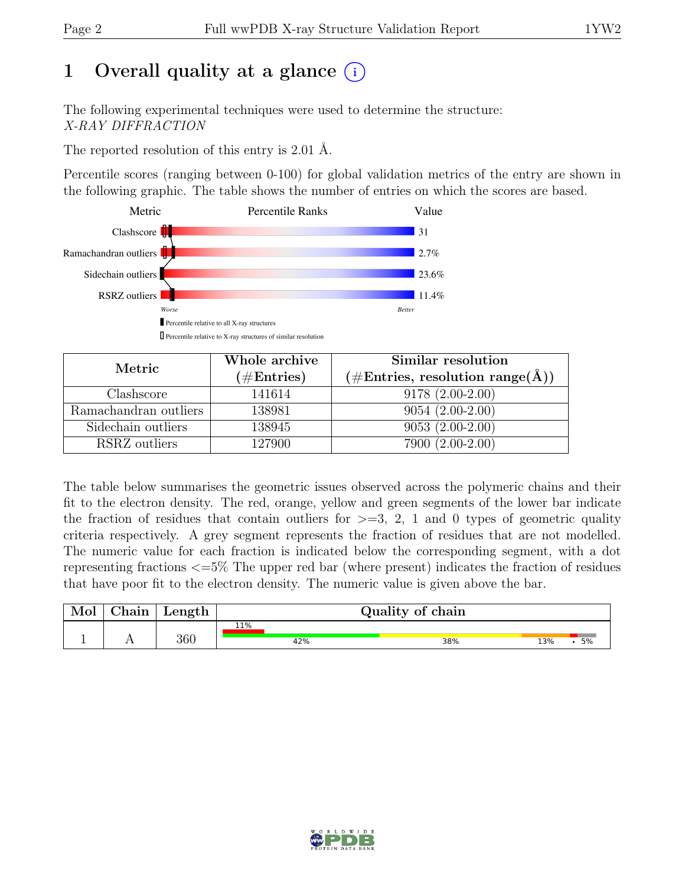# 1 Overall quality at a glance (i)

The following experimental techniques were used to determine the structure:
*X-RAY DIFFRACTION*

The reported resolution of this entry is 2.01 Å.

Percentile scores (ranging between 0-100) for global validation metrics of the entry are shown in the following graphic. The table shows the number of entries on which the scores are based.

| Metric | Value |
|---|---|
| Clashscore | 31 |
| Ramachandran outliers | 2.7% |
| Sidechain outliers | 23.6% |
| RSRZ outliers | 11.4% |

Worse — Better

Percentile relative to all X-ray structures

Percentile relative to X-ray structures of similar resolution

| Metric | Whole archive (#Entries) | Similar resolution (#Entries, resolution range(Å)) |
|---|---|---|
| Clashscore | 141614 | 9178 (2.00-2.00) |
| Ramachandran outliers | 138981 | 9054 (2.00-2.00) |
| Sidechain outliers | 138945 | 9053 (2.00-2.00) |
| RSRZ outliers | 127900 | 7900 (2.00-2.00) |

The table below summarises the geometric issues observed across the polymeric chains and their fit to the electron density. The red, orange, yellow and green segments of the lower bar indicate the fraction of residues that contain outliers for >=3, 2, 1 and 0 types of geometric quality criteria respectively. A grey segment represents the fraction of residues that are not modelled. The numeric value for each fraction is indicated below the corresponding segment, with a dot representing fractions <=5% The upper red bar (where present) indicates the fraction of residues that have poor fit to the electron density. The numeric value is given above the bar.

| Mol | Chain | Length | Quality of chain |
|---|---|---|---|
| 1 | A | 360 | 11% (poor fit); 42% / 38% / 13% / • / 5% |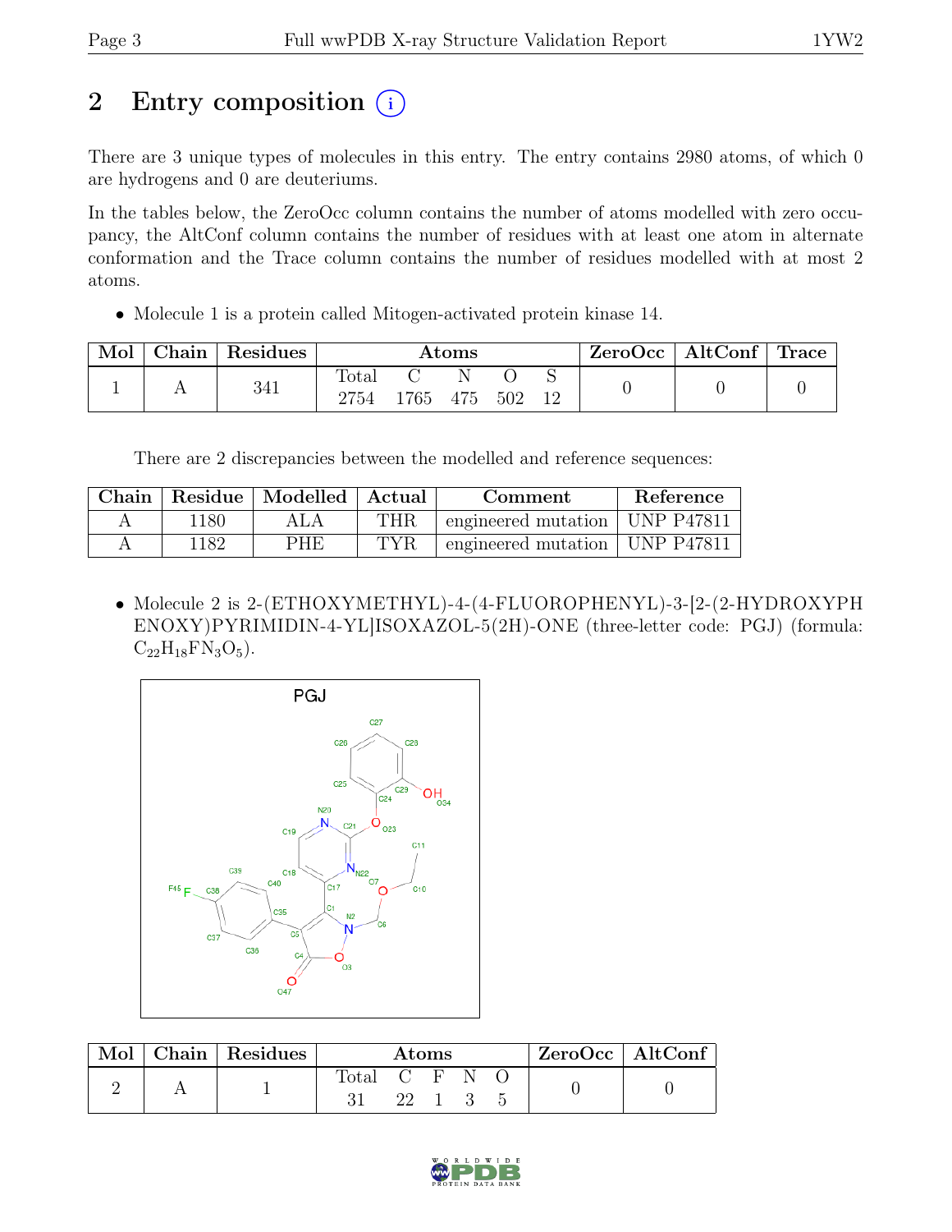# 2 Entry composition

There are 3 unique types of molecules in this entry. The entry contains 2980 atoms, of which 0 are hydrogens and 0 are deuteriums.

In the tables below, the ZeroOcc column contains the number of atoms modelled with zero occupancy, the AltConf column contains the number of residues with at least one atom in alternate conformation and the Trace column contains the number of residues modelled with at most 2 atoms.

- Molecule 1 is a protein called Mitogen-activated protein kinase 14.

| Mol | Chain | Residues | Atoms | | | | | ZeroOcc | AltConf | Trace |
|---|---|---|---|---|---|---|---|---|---|---|
| | | | Total | C | N | O | S | | | |
| 1 | A | 341 | 2754 | 1765 | 475 | 502 | 12 | 0 | 0 | 0 |

There are 2 discrepancies between the modelled and reference sequences:

| Chain | Residue | Modelled | Actual | Comment | Reference |
|---|---|---|---|---|---|
| A | 1180 | ALA | THR | engineered mutation | UNP P47811 |
| A | 1182 | PHE | TYR | engineered mutation | UNP P47811 |

- Molecule 2 is 2-(ETHOXYMETHYL)-4-(4-FLUOROPHENYL)-3-[2-(2-HYDROXYPHENOXY)PYRIMIDIN-4-YL]ISOXAZOL-5(2H)-ONE (three-letter code: PGJ) (formula: $C_{22}H_{18}FN_3O_5$).

| Mol | Chain | Residues | Atoms | | | | | ZeroOcc | AltConf |
|---|---|---|---|---|---|---|---|---|---|
| | | | Total | C | F | N | O | | |
| 2 | A | 1 | 31 | 22 | 1 | 3 | 5 | 0 | 0 |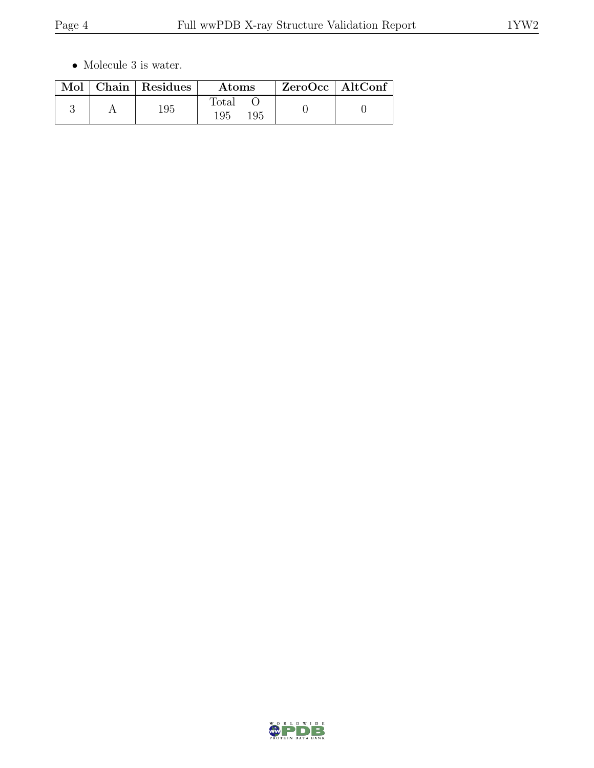- Molecule 3 is water.

| Mol | Chain | Residues | Atoms | | ZeroOcc | AltConf |
|---|---|---|---|---|---|---|
| | | | Total | O | | |
| 3 | A | 195 | 195 | 195 | 0 | 0 |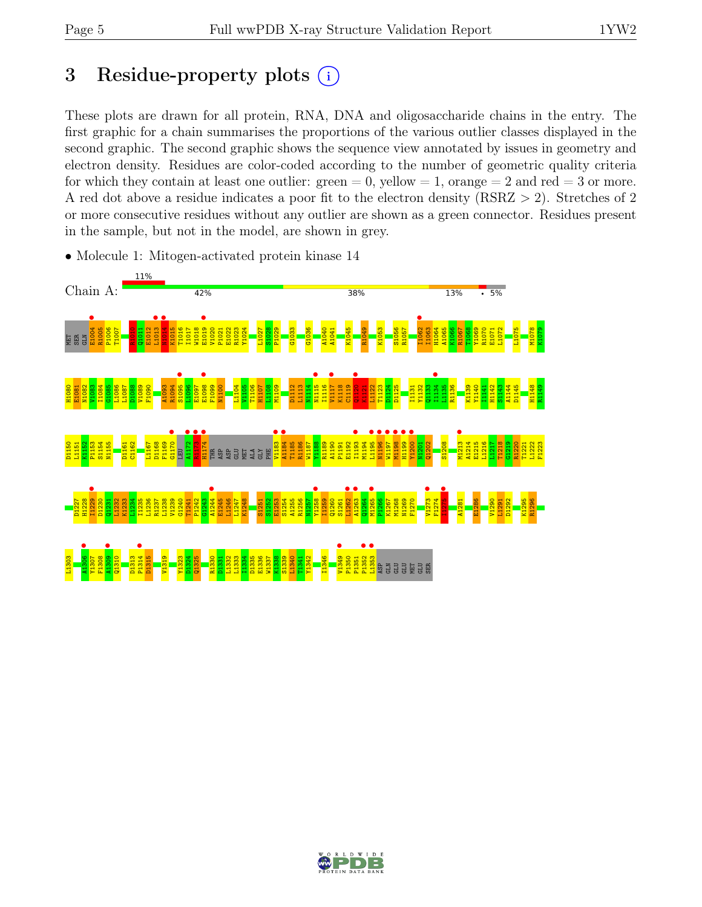# 3 Residue-property plots

These plots are drawn for all protein, RNA, DNA and oligosaccharide chains in the entry. The first graphic for a chain summarises the proportions of the various outlier classes displayed in the second graphic. The second graphic shows the sequence view annotated by issues in geometry and electron density. Residues are color-coded according to the number of geometric quality criteria for which they contain at least one outlier: green = 0, yellow = 1, orange = 2 and red = 3 or more. A red dot above a residue indicates a poor fit to the electron density (RSRZ > 2). Stretches of 2 or more consecutive residues without any outlier are shown as a green connector. Residues present in the sample, but not in the model, are shown in grey.

- Molecule 1: Mitogen-activated protein kinase 14

Chain A: 11% | 42% | 38% | 13% | • 5%

MET SER GLN E1004 R1005 P1006 T1007 A1010 Q1011 E1012 L1013 N1014 K1015 T1016 I1017 W1018 E1019 V1020 P1021 E1022 R1023 Y1024 L1027 S1028 P1029 G1033 G1036 A1040 A1041 K1045 R1049 K1053 S1056 R1057 I1062 I1063 H1064 A1065 K1066 R1067 T1068 Y1069 R1070 E1071 L1072 L1075 M1078 K1079

H1080 E1081 L1082 V1083 I1084 G1085 L1086 L1087 D1088 V1089 F1090 A1093 R1094 S1095 L1096 E1097 E1098 F1099 N1100 L1104 V1105 T1106 H1107 L1108 M1109 D1112 L1113 N1114 N1115 I1116 V1117 K1118 C1119 Q1120 K1121 L1122 T1123 D1124 D1125 I1131 Y1132 Q1133 I1134 L1135 R1136 K1139 Y1140 I1141 H1142 S1143 A1144 D1145 H1148 R1149

D1150 L1151 K1152 P1153 S1154 N1155 D1161 C1162 L1167 D1168 F1169 G1170 LEU A1172 R1173 H1174 THR ASP ASP GLU MET ALA GLY PHE V1183 A1184 T1185 R1186 W1187 Y1188 R1189 A1190 P1191 E1192 I1193 M1194 L1195 N1196 W1197 M1198 H1199 Y1200 N1201 Q1202 S1208 M1213 A1214 E1215 L1216 L1217 T1218 G1219 R1220 T1221 L1222 F1223

D1227 H1228 I1229 D1230 Q1231 L1232 K1233 L1234 I1235 L1236 R1237 L1238 V1239 G1240 T1241 P1242 G1243 A1244 E1245 L1246 L1247 K1248 S1251 S1252 E1253 S1254 A1255 R1256 N1257 Y1258 I1259 Q1260 S1261 L1262 A1263 Q1264 M1265 P1266 K1267 M1268 N1269 F1270 V1273 F1274 I1275 A1281 E1286 V1290 L1291 D1292 K1295 R1296

L1303 A1306 Y1307 F1308 A1309 Q1310 D1313 P1314 D1315 V1319 Y1323 D1324 Q1325 R1330 D1331 L1332 L1333 I1334 D1335 E1336 W1337 K1338 S1339 L1340 T1341 Y1342 I1346 V1349 P1350 P1351 P1352 L1353 ASP GLN GLU GLU MET GLU SER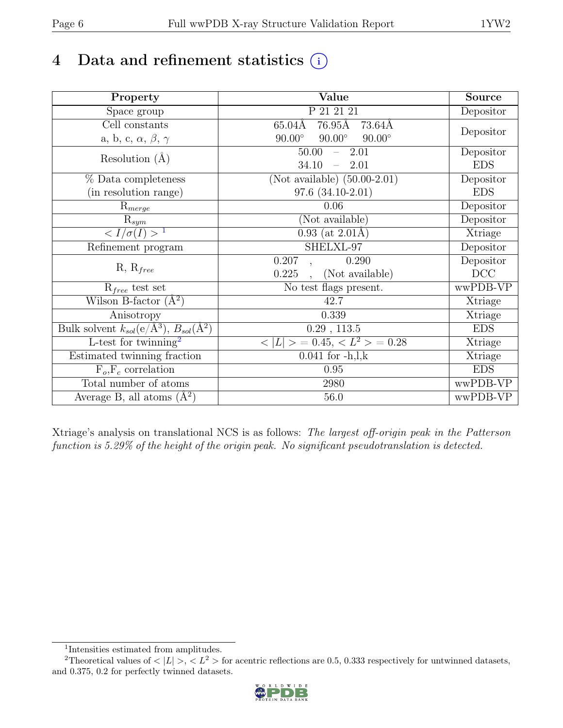# 4 Data and refinement statistics

| Property | Value | Source |
|---|---|---|
| Space group | P 21 21 21 | Depositor |
| Cell constants<br>a, b, c, $\alpha$, $\beta$, $\gamma$ | 65.04Å 76.95Å 73.64Å<br>90.00° 90.00° 90.00° | Depositor |
| Resolution (Å) | 50.00 – 2.01<br>34.10 – 2.01 | Depositor<br>EDS |
| % Data completeness<br>(in resolution range) | (Not available) (50.00-2.01)<br>97.6 (34.10-2.01) | Depositor<br>EDS |
| $R_{merge}$ | 0.06 | Depositor |
| $R_{sym}$ | (Not available) | Depositor |
| $< I/\sigma(I) >$ [1] | 0.93 (at 2.01Å) | Xtriage |
| Refinement program | SHELXL-97 | Depositor |
| R, $R_{free}$ | 0.207 , 0.290<br>0.225 , (Not available) | Depositor<br>DCC |
| $R_{free}$ test set | No test flags present. | wwPDB-VP |
| Wilson B-factor (Å$^2$) | 42.7 | Xtriage |
| Anisotropy | 0.339 | Xtriage |
| Bulk solvent $k_{sol}$(e/Å$^3$), $B_{sol}$(Å$^2$) | 0.29 , 113.5 | EDS |
| L-test for twinning[2] | $< \|L\| > = 0.45$, $< L^2 > = 0.28$ | Xtriage |
| Estimated twinning fraction | 0.041 for -h,l,k | Xtriage |
| $F_o$,$F_c$ correlation | 0.95 | EDS |
| Total number of atoms | 2980 | wwPDB-VP |
| Average B, all atoms (Å$^2$) | 56.0 | wwPDB-VP |

Xtriage's analysis on translational NCS is as follows: *The largest off-origin peak in the Patterson function is 5.29% of the height of the origin peak. No significant pseudotranslation is detected.*

[1] Intensities estimated from amplitudes.

[2] Theoretical values of $< |L| >$, $< L^2 >$ for acentric reflections are 0.5, 0.333 respectively for untwinned datasets, and 0.375, 0.2 for perfectly twinned datasets.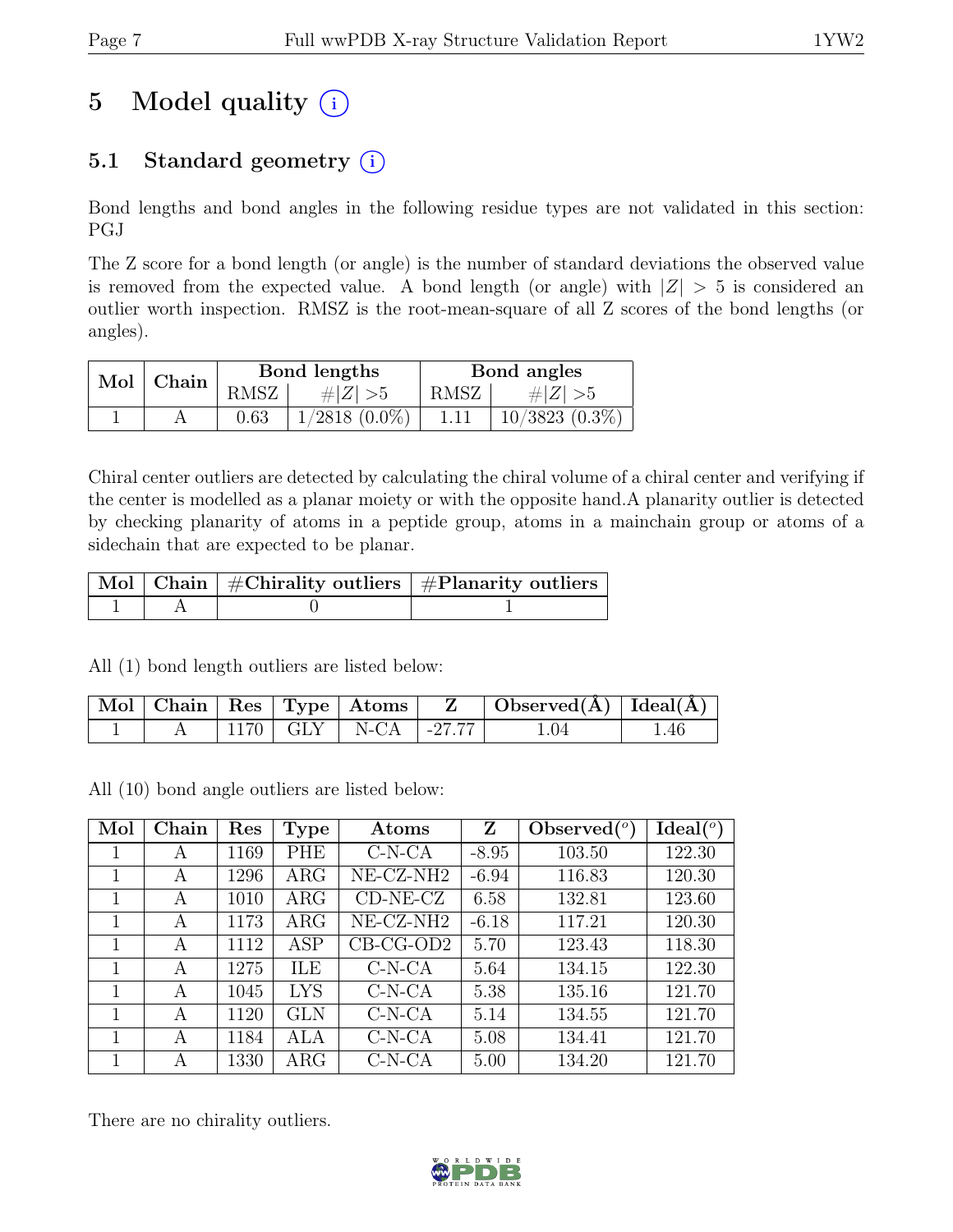# 5 Model quality ⓘ

## 5.1 Standard geometry ⓘ

Bond lengths and bond angles in the following residue types are not validated in this section: PGJ

The Z score for a bond length (or angle) is the number of standard deviations the observed value is removed from the expected value. A bond length (or angle) with $|Z| > 5$ is considered an outlier worth inspection. RMSZ is the root-mean-square of all Z scores of the bond lengths (or angles).

| Mol | Chain | Bond lengths | | Bond angles | |
|---|---|---|---|---|---|
| | | RMSZ | $\#|Z| > 5$ | RMSZ | $\#|Z| > 5$ |
| 1 | A | 0.63 | 1/2818 (0.0%) | 1.11 | 10/3823 (0.3%) |

Chiral center outliers are detected by calculating the chiral volume of a chiral center and verifying if the center is modelled as a planar moiety or with the opposite hand.A planarity outlier is detected by checking planarity of atoms in a peptide group, atoms in a mainchain group or atoms of a sidechain that are expected to be planar.

| Mol | Chain | #Chirality outliers | #Planarity outliers |
|---|---|---|---|
| 1 | A | 0 | 1 |

All (1) bond length outliers are listed below:

| Mol | Chain | Res | Type | Atoms | Z | Observed(Å) | Ideal(Å) |
|---|---|---|---|---|---|---|---|
| 1 | A | 1170 | GLY | N-CA | -27.77 | 1.04 | 1.46 |

All (10) bond angle outliers are listed below:

| Mol | Chain | Res | Type | Atoms | Z | Observed(°) | Ideal(°) |
|---|---|---|---|---|---|---|---|
| 1 | A | 1169 | PHE | C-N-CA | -8.95 | 103.50 | 122.30 |
| 1 | A | 1296 | ARG | NE-CZ-NH2 | -6.94 | 116.83 | 120.30 |
| 1 | A | 1010 | ARG | CD-NE-CZ | 6.58 | 132.81 | 123.60 |
| 1 | A | 1173 | ARG | NE-CZ-NH2 | -6.18 | 117.21 | 120.30 |
| 1 | A | 1112 | ASP | CB-CG-OD2 | 5.70 | 123.43 | 118.30 |
| 1 | A | 1275 | ILE | C-N-CA | 5.64 | 134.15 | 122.30 |
| 1 | A | 1045 | LYS | C-N-CA | 5.38 | 135.16 | 121.70 |
| 1 | A | 1120 | GLN | C-N-CA | 5.14 | 134.55 | 121.70 |
| 1 | A | 1184 | ALA | C-N-CA | 5.08 | 134.41 | 121.70 |
| 1 | A | 1330 | ARG | C-N-CA | 5.00 | 134.20 | 121.70 |

There are no chirality outliers.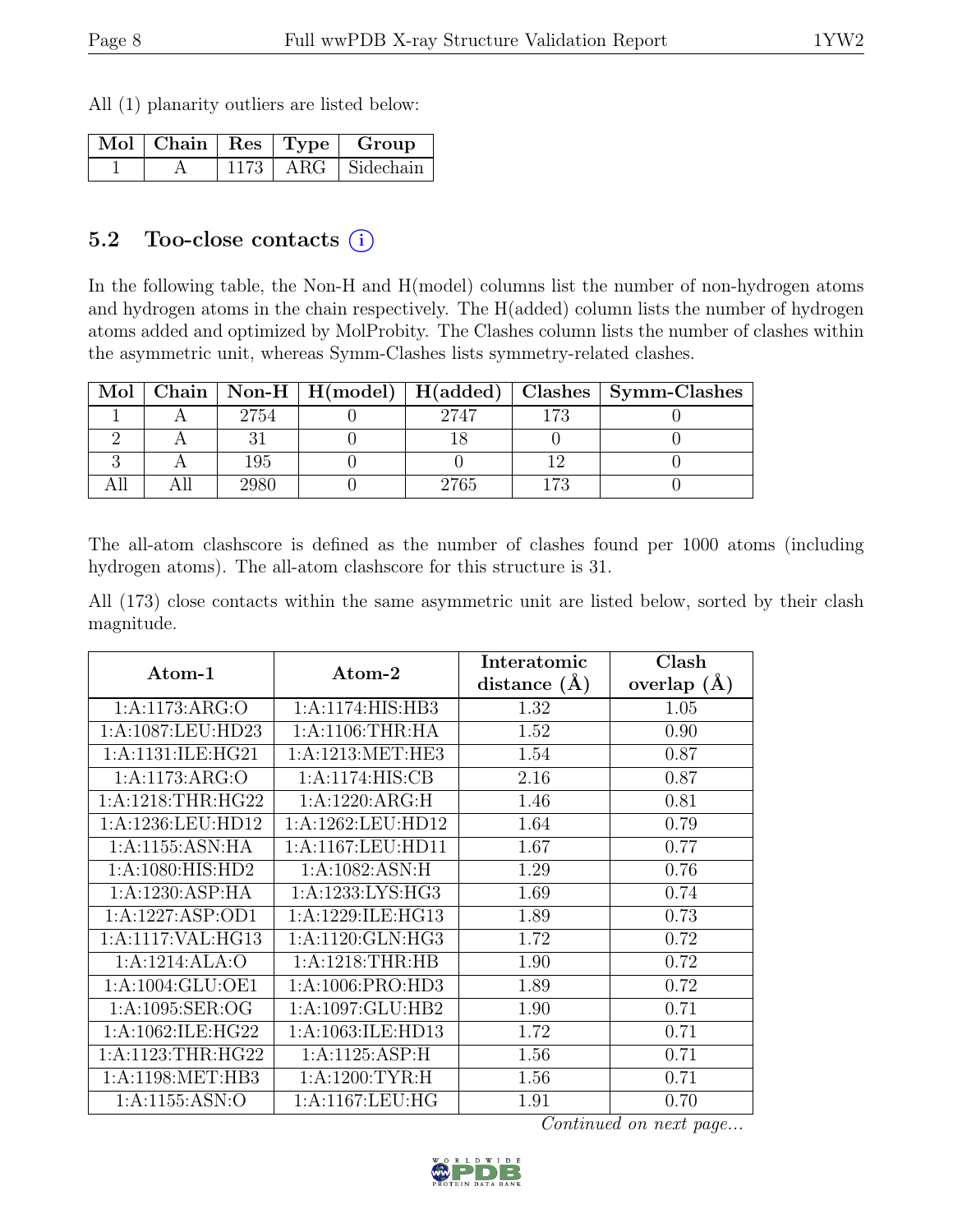All (1) planarity outliers are listed below:

| Mol | Chain | Res | Type | Group |
|---|---|---|---|---|
| 1 | A | 1173 | ARG | Sidechain |

## 5.2 Too-close contacts (i)

In the following table, the Non-H and H(model) columns list the number of non-hydrogen atoms and hydrogen atoms in the chain respectively. The H(added) column lists the number of hydrogen atoms added and optimized by MolProbity. The Clashes column lists the number of clashes within the asymmetric unit, whereas Symm-Clashes lists symmetry-related clashes.

| Mol | Chain | Non-H | H(model) | H(added) | Clashes | Symm-Clashes |
|---|---|---|---|---|---|---|
| 1 | A | 2754 | 0 | 2747 | 173 | 0 |
| 2 | A | 31 | 0 | 18 | 0 | 0 |
| 3 | A | 195 | 0 | 0 | 12 | 0 |
| All | All | 2980 | 0 | 2765 | 173 | 0 |

The all-atom clashscore is defined as the number of clashes found per 1000 atoms (including hydrogen atoms). The all-atom clashscore for this structure is 31.

All (173) close contacts within the same asymmetric unit are listed below, sorted by their clash magnitude.

| Atom-1 | Atom-2 | Interatomic distance (Å) | Clash overlap (Å) |
|---|---|---|---|
| 1:A:1173:ARG:O | 1:A:1174:HIS:HB3 | 1.32 | 1.05 |
| 1:A:1087:LEU:HD23 | 1:A:1106:THR:HA | 1.52 | 0.90 |
| 1:A:1131:ILE:HG21 | 1:A:1213:MET:HE3 | 1.54 | 0.87 |
| 1:A:1173:ARG:O | 1:A:1174:HIS:CB | 2.16 | 0.87 |
| 1:A:1218:THR:HG22 | 1:A:1220:ARG:H | 1.46 | 0.81 |
| 1:A:1236:LEU:HD12 | 1:A:1262:LEU:HD12 | 1.64 | 0.79 |
| 1:A:1155:ASN:HA | 1:A:1167:LEU:HD11 | 1.67 | 0.77 |
| 1:A:1080:HIS:HD2 | 1:A:1082:ASN:H | 1.29 | 0.76 |
| 1:A:1230:ASP:HA | 1:A:1233:LYS:HG3 | 1.69 | 0.74 |
| 1:A:1227:ASP:OD1 | 1:A:1229:ILE:HG13 | 1.89 | 0.73 |
| 1:A:1117:VAL:HG13 | 1:A:1120:GLN:HG3 | 1.72 | 0.72 |
| 1:A:1214:ALA:O | 1:A:1218:THR:HB | 1.90 | 0.72 |
| 1:A:1004:GLU:OE1 | 1:A:1006:PRO:HD3 | 1.89 | 0.72 |
| 1:A:1095:SER:OG | 1:A:1097:GLU:HB2 | 1.90 | 0.71 |
| 1:A:1062:ILE:HG22 | 1:A:1063:ILE:HD13 | 1.72 | 0.71 |
| 1:A:1123:THR:HG22 | 1:A:1125:ASP:H | 1.56 | 0.71 |
| 1:A:1198:MET:HB3 | 1:A:1200:TYR:H | 1.56 | 0.71 |
| 1:A:1155:ASN:O | 1:A:1167:LEU:HG | 1.91 | 0.70 |

Continued on next page...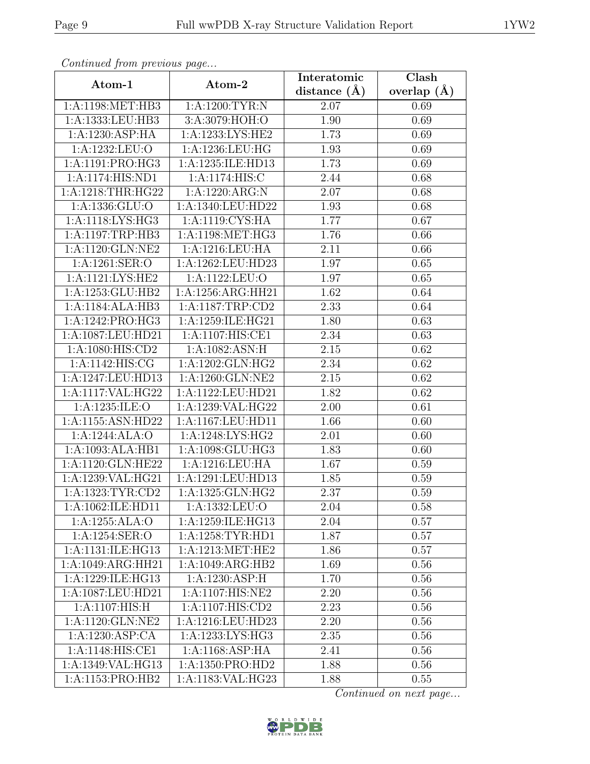*Continued from previous page...*

| Atom-1 | Atom-2 | Interatomic distance (Å) | Clash overlap (Å) |
| --- | --- | --- | --- |
| 1:A:1198:MET:HB3 | 1:A:1200:TYR:N | 2.07 | 0.69 |
| 1:A:1333:LEU:HB3 | 3:A:3079:HOH:O | 1.90 | 0.69 |
| 1:A:1230:ASP:HA | 1:A:1233:LYS:HE2 | 1.73 | 0.69 |
| 1:A:1232:LEU:O | 1:A:1236:LEU:HG | 1.93 | 0.69 |
| 1:A:1191:PRO:HG3 | 1:A:1235:ILE:HD13 | 1.73 | 0.69 |
| 1:A:1174:HIS:ND1 | 1:A:1174:HIS:C | 2.44 | 0.68 |
| 1:A:1218:THR:HG22 | 1:A:1220:ARG:N | 2.07 | 0.68 |
| 1:A:1336:GLU:O | 1:A:1340:LEU:HD22 | 1.93 | 0.68 |
| 1:A:1118:LYS:HG3 | 1:A:1119:CYS:HA | 1.77 | 0.67 |
| 1:A:1197:TRP:HB3 | 1:A:1198:MET:HG3 | 1.76 | 0.66 |
| 1:A:1120:GLN:NE2 | 1:A:1216:LEU:HA | 2.11 | 0.66 |
| 1:A:1261:SER:O | 1:A:1262:LEU:HD23 | 1.97 | 0.65 |
| 1:A:1121:LYS:HE2 | 1:A:1122:LEU:O | 1.97 | 0.65 |
| 1:A:1253:GLU:HB2 | 1:A:1256:ARG:HH21 | 1.62 | 0.64 |
| 1:A:1184:ALA:HB3 | 1:A:1187:TRP:CD2 | 2.33 | 0.64 |
| 1:A:1242:PRO:HG3 | 1:A:1259:ILE:HG21 | 1.80 | 0.63 |
| 1:A:1087:LEU:HD21 | 1:A:1107:HIS:CE1 | 2.34 | 0.63 |
| 1:A:1080:HIS:CD2 | 1:A:1082:ASN:H | 2.15 | 0.62 |
| 1:A:1142:HIS:CG | 1:A:1202:GLN:HG2 | 2.34 | 0.62 |
| 1:A:1247:LEU:HD13 | 1:A:1260:GLN:NE2 | 2.15 | 0.62 |
| 1:A:1117:VAL:HG22 | 1:A:1122:LEU:HD21 | 1.82 | 0.62 |
| 1:A:1235:ILE:O | 1:A:1239:VAL:HG22 | 2.00 | 0.61 |
| 1:A:1155:ASN:HD22 | 1:A:1167:LEU:HD11 | 1.66 | 0.60 |
| 1:A:1244:ALA:O | 1:A:1248:LYS:HG2 | 2.01 | 0.60 |
| 1:A:1093:ALA:HB1 | 1:A:1098:GLU:HG3 | 1.83 | 0.60 |
| 1:A:1120:GLN:HE22 | 1:A:1216:LEU:HA | 1.67 | 0.59 |
| 1:A:1239:VAL:HG21 | 1:A:1291:LEU:HD13 | 1.85 | 0.59 |
| 1:A:1323:TYR:CD2 | 1:A:1325:GLN:HG2 | 2.37 | 0.59 |
| 1:A:1062:ILE:HD11 | 1:A:1332:LEU:O | 2.04 | 0.58 |
| 1:A:1255:ALA:O | 1:A:1259:ILE:HG13 | 2.04 | 0.57 |
| 1:A:1254:SER:O | 1:A:1258:TYR:HD1 | 1.87 | 0.57 |
| 1:A:1131:ILE:HG13 | 1:A:1213:MET:HE2 | 1.86 | 0.57 |
| 1:A:1049:ARG:HH21 | 1:A:1049:ARG:HB2 | 1.69 | 0.56 |
| 1:A:1229:ILE:HG13 | 1:A:1230:ASP:H | 1.70 | 0.56 |
| 1:A:1087:LEU:HD21 | 1:A:1107:HIS:NE2 | 2.20 | 0.56 |
| 1:A:1107:HIS:H | 1:A:1107:HIS:CD2 | 2.23 | 0.56 |
| 1:A:1120:GLN:NE2 | 1:A:1216:LEU:HD23 | 2.20 | 0.56 |
| 1:A:1230:ASP:CA | 1:A:1233:LYS:HG3 | 2.35 | 0.56 |
| 1:A:1148:HIS:CE1 | 1:A:1168:ASP:HA | 2.41 | 0.56 |
| 1:A:1349:VAL:HG13 | 1:A:1350:PRO:HD2 | 1.88 | 0.56 |
| 1:A:1153:PRO:HB2 | 1:A:1183:VAL:HG23 | 1.88 | 0.55 |

*Continued on next page...*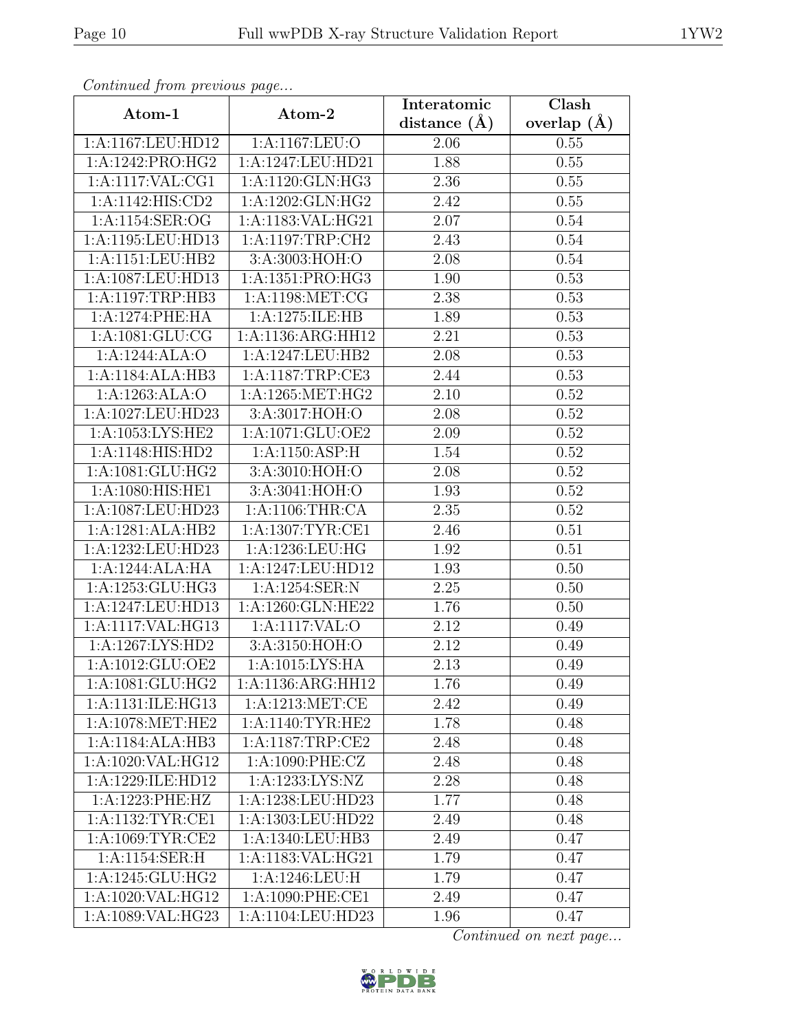*Continued from previous page...*

| Atom-1 | Atom-2 | Interatomic distance (Å) | Clash overlap (Å) |
|---|---|---|---|
| 1:A:1167:LEU:HD12 | 1:A:1167:LEU:O | 2.06 | 0.55 |
| 1:A:1242:PRO:HG2 | 1:A:1247:LEU:HD21 | 1.88 | 0.55 |
| 1:A:1117:VAL:CG1 | 1:A:1120:GLN:HG3 | 2.36 | 0.55 |
| 1:A:1142:HIS:CD2 | 1:A:1202:GLN:HG2 | 2.42 | 0.55 |
| 1:A:1154:SER:OG | 1:A:1183:VAL:HG21 | 2.07 | 0.54 |
| 1:A:1195:LEU:HD13 | 1:A:1197:TRP:CH2 | 2.43 | 0.54 |
| 1:A:1151:LEU:HB2 | 3:A:3003:HOH:O | 2.08 | 0.54 |
| 1:A:1087:LEU:HD13 | 1:A:1351:PRO:HG3 | 1.90 | 0.53 |
| 1:A:1197:TRP:HB3 | 1:A:1198:MET:CG | 2.38 | 0.53 |
| 1:A:1274:PHE:HA | 1:A:1275:ILE:HB | 1.89 | 0.53 |
| 1:A:1081:GLU:CG | 1:A:1136:ARG:HH12 | 2.21 | 0.53 |
| 1:A:1244:ALA:O | 1:A:1247:LEU:HB2 | 2.08 | 0.53 |
| 1:A:1184:ALA:HB3 | 1:A:1187:TRP:CE3 | 2.44 | 0.53 |
| 1:A:1263:ALA:O | 1:A:1265:MET:HG2 | 2.10 | 0.52 |
| 1:A:1027:LEU:HD23 | 3:A:3017:HOH:O | 2.08 | 0.52 |
| 1:A:1053:LYS:HE2 | 1:A:1071:GLU:OE2 | 2.09 | 0.52 |
| 1:A:1148:HIS:HD2 | 1:A:1150:ASP:H | 1.54 | 0.52 |
| 1:A:1081:GLU:HG2 | 3:A:3010:HOH:O | 2.08 | 0.52 |
| 1:A:1080:HIS:HE1 | 3:A:3041:HOH:O | 1.93 | 0.52 |
| 1:A:1087:LEU:HD23 | 1:A:1106:THR:CA | 2.35 | 0.52 |
| 1:A:1281:ALA:HB2 | 1:A:1307:TYR:CE1 | 2.46 | 0.51 |
| 1:A:1232:LEU:HD23 | 1:A:1236:LEU:HG | 1.92 | 0.51 |
| 1:A:1244:ALA:HA | 1:A:1247:LEU:HD12 | 1.93 | 0.50 |
| 1:A:1253:GLU:HG3 | 1:A:1254:SER:N | 2.25 | 0.50 |
| 1:A:1247:LEU:HD13 | 1:A:1260:GLN:HE22 | 1.76 | 0.50 |
| 1:A:1117:VAL:HG13 | 1:A:1117:VAL:O | 2.12 | 0.49 |
| 1:A:1267:LYS:HD2 | 3:A:3150:HOH:O | 2.12 | 0.49 |
| 1:A:1012:GLU:OE2 | 1:A:1015:LYS:HA | 2.13 | 0.49 |
| 1:A:1081:GLU:HG2 | 1:A:1136:ARG:HH12 | 1.76 | 0.49 |
| 1:A:1131:ILE:HG13 | 1:A:1213:MET:CE | 2.42 | 0.49 |
| 1:A:1078:MET:HE2 | 1:A:1140:TYR:HE2 | 1.78 | 0.48 |
| 1:A:1184:ALA:HB3 | 1:A:1187:TRP:CE2 | 2.48 | 0.48 |
| 1:A:1020:VAL:HG12 | 1:A:1090:PHE:CZ | 2.48 | 0.48 |
| 1:A:1229:ILE:HD12 | 1:A:1233:LYS:NZ | 2.28 | 0.48 |
| 1:A:1223:PHE:HZ | 1:A:1238:LEU:HD23 | 1.77 | 0.48 |
| 1:A:1132:TYR:CE1 | 1:A:1303:LEU:HD22 | 2.49 | 0.48 |
| 1:A:1069:TYR:CE2 | 1:A:1340:LEU:HB3 | 2.49 | 0.47 |
| 1:A:1154:SER:H | 1:A:1183:VAL:HG21 | 1.79 | 0.47 |
| 1:A:1245:GLU:HG2 | 1:A:1246:LEU:H | 1.79 | 0.47 |
| 1:A:1020:VAL:HG12 | 1:A:1090:PHE:CE1 | 2.49 | 0.47 |
| 1:A:1089:VAL:HG23 | 1:A:1104:LEU:HD23 | 1.96 | 0.47 |

*Continued on next page...*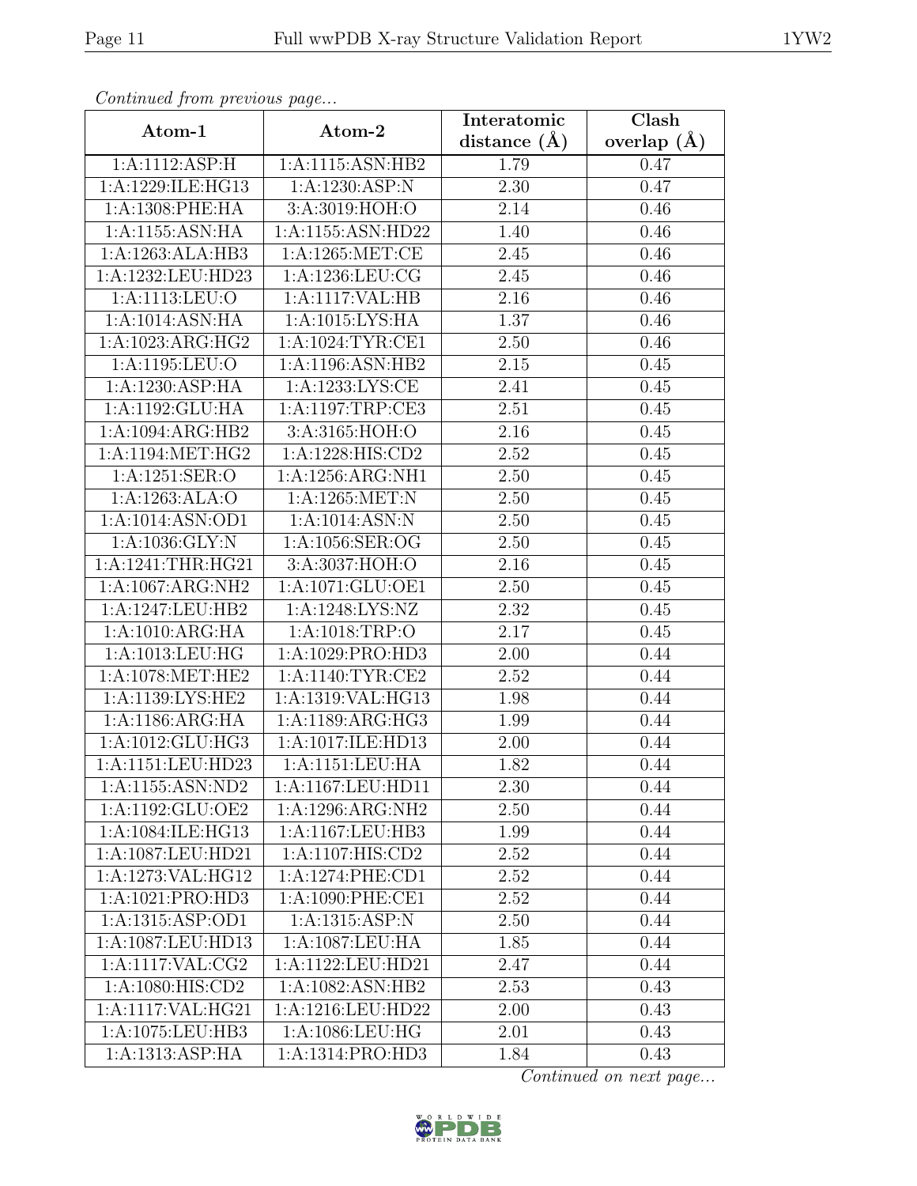*Continued from previous page...*

| Atom-1 | Atom-2 | Interatomic distance (Å) | Clash overlap (Å) |
| --- | --- | --- | --- |
| 1:A:1112:ASP:H | 1:A:1115:ASN:HB2 | 1.79 | 0.47 |
| 1:A:1229:ILE:HG13 | 1:A:1230:ASP:N | 2.30 | 0.47 |
| 1:A:1308:PHE:HA | 3:A:3019:HOH:O | 2.14 | 0.46 |
| 1:A:1155:ASN:HA | 1:A:1155:ASN:HD22 | 1.40 | 0.46 |
| 1:A:1263:ALA:HB3 | 1:A:1265:MET:CE | 2.45 | 0.46 |
| 1:A:1232:LEU:HD23 | 1:A:1236:LEU:CG | 2.45 | 0.46 |
| 1:A:1113:LEU:O | 1:A:1117:VAL:HB | 2.16 | 0.46 |
| 1:A:1014:ASN:HA | 1:A:1015:LYS:HA | 1.37 | 0.46 |
| 1:A:1023:ARG:HG2 | 1:A:1024:TYR:CE1 | 2.50 | 0.46 |
| 1:A:1195:LEU:O | 1:A:1196:ASN:HB2 | 2.15 | 0.45 |
| 1:A:1230:ASP:HA | 1:A:1233:LYS:CE | 2.41 | 0.45 |
| 1:A:1192:GLU:HA | 1:A:1197:TRP:CE3 | 2.51 | 0.45 |
| 1:A:1094:ARG:HB2 | 3:A:3165:HOH:O | 2.16 | 0.45 |
| 1:A:1194:MET:HG2 | 1:A:1228:HIS:CD2 | 2.52 | 0.45 |
| 1:A:1251:SER:O | 1:A:1256:ARG:NH1 | 2.50 | 0.45 |
| 1:A:1263:ALA:O | 1:A:1265:MET:N | 2.50 | 0.45 |
| 1:A:1014:ASN:OD1 | 1:A:1014:ASN:N | 2.50 | 0.45 |
| 1:A:1036:GLY:N | 1:A:1056:SER:OG | 2.50 | 0.45 |
| 1:A:1241:THR:HG21 | 3:A:3037:HOH:O | 2.16 | 0.45 |
| 1:A:1067:ARG:NH2 | 1:A:1071:GLU:OE1 | 2.50 | 0.45 |
| 1:A:1247:LEU:HB2 | 1:A:1248:LYS:NZ | 2.32 | 0.45 |
| 1:A:1010:ARG:HA | 1:A:1018:TRP:O | 2.17 | 0.45 |
| 1:A:1013:LEU:HG | 1:A:1029:PRO:HD3 | 2.00 | 0.44 |
| 1:A:1078:MET:HE2 | 1:A:1140:TYR:CE2 | 2.52 | 0.44 |
| 1:A:1139:LYS:HE2 | 1:A:1319:VAL:HG13 | 1.98 | 0.44 |
| 1:A:1186:ARG:HA | 1:A:1189:ARG:HG3 | 1.99 | 0.44 |
| 1:A:1012:GLU:HG3 | 1:A:1017:ILE:HD13 | 2.00 | 0.44 |
| 1:A:1151:LEU:HD23 | 1:A:1151:LEU:HA | 1.82 | 0.44 |
| 1:A:1155:ASN:ND2 | 1:A:1167:LEU:HD11 | 2.30 | 0.44 |
| 1:A:1192:GLU:OE2 | 1:A:1296:ARG:NH2 | 2.50 | 0.44 |
| 1:A:1084:ILE:HG13 | 1:A:1167:LEU:HB3 | 1.99 | 0.44 |
| 1:A:1087:LEU:HD21 | 1:A:1107:HIS:CD2 | 2.52 | 0.44 |
| 1:A:1273:VAL:HG12 | 1:A:1274:PHE:CD1 | 2.52 | 0.44 |
| 1:A:1021:PRO:HD3 | 1:A:1090:PHE:CE1 | 2.52 | 0.44 |
| 1:A:1315:ASP:OD1 | 1:A:1315:ASP:N | 2.50 | 0.44 |
| 1:A:1087:LEU:HD13 | 1:A:1087:LEU:HA | 1.85 | 0.44 |
| 1:A:1117:VAL:CG2 | 1:A:1122:LEU:HD21 | 2.47 | 0.44 |
| 1:A:1080:HIS:CD2 | 1:A:1082:ASN:HB2 | 2.53 | 0.43 |
| 1:A:1117:VAL:HG21 | 1:A:1216:LEU:HD22 | 2.00 | 0.43 |
| 1:A:1075:LEU:HB3 | 1:A:1086:LEU:HG | 2.01 | 0.43 |
| 1:A:1313:ASP:HA | 1:A:1314:PRO:HD3 | 1.84 | 0.43 |

*Continued on next page...*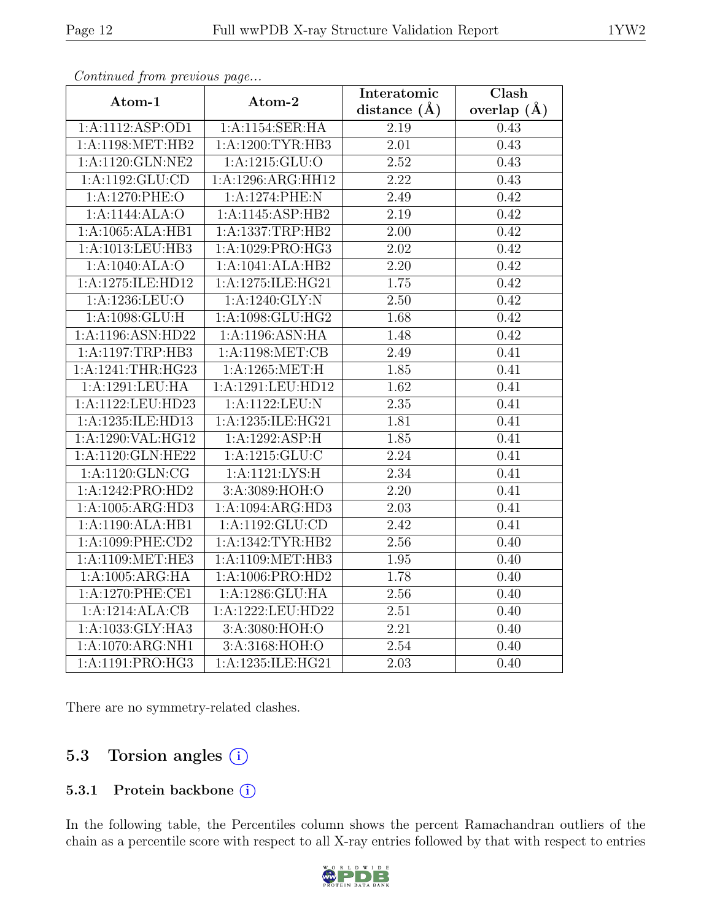*Continued from previous page...*

| Atom-1 | Atom-2 | Interatomic distance (Å) | Clash overlap (Å) |
|---|---|---|---|
| 1:A:1112:ASP:OD1 | 1:A:1154:SER:HA | 2.19 | 0.43 |
| 1:A:1198:MET:HB2 | 1:A:1200:TYR:HB3 | 2.01 | 0.43 |
| 1:A:1120:GLN:NE2 | 1:A:1215:GLU:O | 2.52 | 0.43 |
| 1:A:1192:GLU:CD | 1:A:1296:ARG:HH12 | 2.22 | 0.43 |
| 1:A:1270:PHE:O | 1:A:1274:PHE:N | 2.49 | 0.42 |
| 1:A:1144:ALA:O | 1:A:1145:ASP:HB2 | 2.19 | 0.42 |
| 1:A:1065:ALA:HB1 | 1:A:1337:TRP:HB2 | 2.00 | 0.42 |
| 1:A:1013:LEU:HB3 | 1:A:1029:PRO:HG3 | 2.02 | 0.42 |
| 1:A:1040:ALA:O | 1:A:1041:ALA:HB2 | 2.20 | 0.42 |
| 1:A:1275:ILE:HD12 | 1:A:1275:ILE:HG21 | 1.75 | 0.42 |
| 1:A:1236:LEU:O | 1:A:1240:GLY:N | 2.50 | 0.42 |
| 1:A:1098:GLU:H | 1:A:1098:GLU:HG2 | 1.68 | 0.42 |
| 1:A:1196:ASN:HD22 | 1:A:1196:ASN:HA | 1.48 | 0.42 |
| 1:A:1197:TRP:HB3 | 1:A:1198:MET:CB | 2.49 | 0.41 |
| 1:A:1241:THR:HG23 | 1:A:1265:MET:H | 1.85 | 0.41 |
| 1:A:1291:LEU:HA | 1:A:1291:LEU:HD12 | 1.62 | 0.41 |
| 1:A:1122:LEU:HD23 | 1:A:1122:LEU:N | 2.35 | 0.41 |
| 1:A:1235:ILE:HD13 | 1:A:1235:ILE:HG21 | 1.81 | 0.41 |
| 1:A:1290:VAL:HG12 | 1:A:1292:ASP:H | 1.85 | 0.41 |
| 1:A:1120:GLN:HE22 | 1:A:1215:GLU:C | 2.24 | 0.41 |
| 1:A:1120:GLN:CG | 1:A:1121:LYS:H | 2.34 | 0.41 |
| 1:A:1242:PRO:HD2 | 3:A:3089:HOH:O | 2.20 | 0.41 |
| 1:A:1005:ARG:HD3 | 1:A:1094:ARG:HD3 | 2.03 | 0.41 |
| 1:A:1190:ALA:HB1 | 1:A:1192:GLU:CD | 2.42 | 0.41 |
| 1:A:1099:PHE:CD2 | 1:A:1342:TYR:HB2 | 2.56 | 0.40 |
| 1:A:1109:MET:HE3 | 1:A:1109:MET:HB3 | 1.95 | 0.40 |
| 1:A:1005:ARG:HA | 1:A:1006:PRO:HD2 | 1.78 | 0.40 |
| 1:A:1270:PHE:CE1 | 1:A:1286:GLU:HA | 2.56 | 0.40 |
| 1:A:1214:ALA:CB | 1:A:1222:LEU:HD22 | 2.51 | 0.40 |
| 1:A:1033:GLY:HA3 | 3:A:3080:HOH:O | 2.21 | 0.40 |
| 1:A:1070:ARG:NH1 | 3:A:3168:HOH:O | 2.54 | 0.40 |
| 1:A:1191:PRO:HG3 | 1:A:1235:ILE:HG21 | 2.03 | 0.40 |

There are no symmetry-related clashes.

## 5.3 Torsion angles (i)

### 5.3.1 Protein backbone (i)

In the following table, the Percentiles column shows the percent Ramachandran outliers of the chain as a percentile score with respect to all X-ray entries followed by that with respect to entries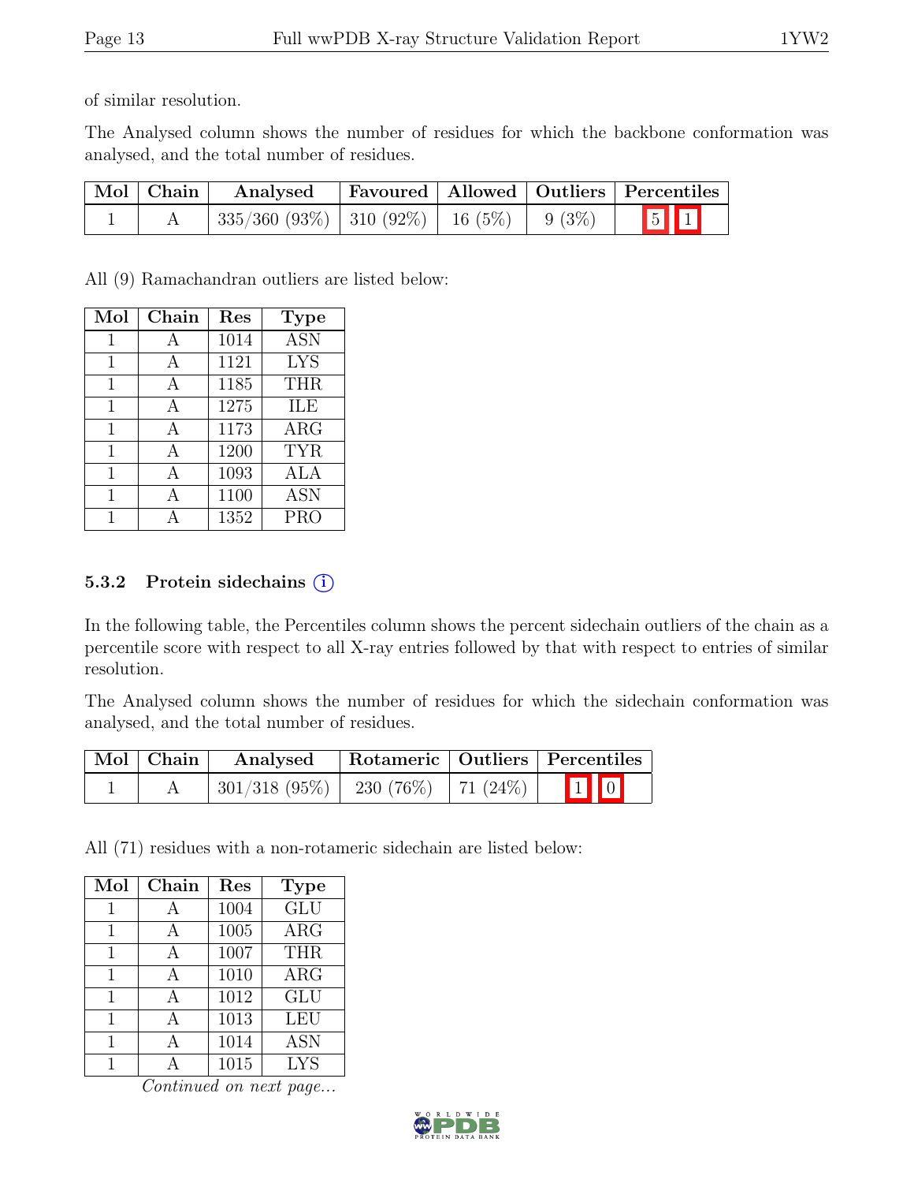of similar resolution.

The Analysed column shows the number of residues for which the backbone conformation was analysed, and the total number of residues.

| Mol | Chain | Analysed | Favoured | Allowed | Outliers | Percentiles |
|---|---|---|---|---|---|---|
| 1 | A | 335/360 (93%) | 310 (92%) | 16 (5%) | 9 (3%) | 5 1 |

All (9) Ramachandran outliers are listed below:

| Mol | Chain | Res | Type |
|---|---|---|---|
| 1 | A | 1014 | ASN |
| 1 | A | 1121 | LYS |
| 1 | A | 1185 | THR |
| 1 | A | 1275 | ILE |
| 1 | A | 1173 | ARG |
| 1 | A | 1200 | TYR |
| 1 | A | 1093 | ALA |
| 1 | A | 1100 | ASN |
| 1 | A | 1352 | PRO |

### 5.3.2 Protein sidechains

In the following table, the Percentiles column shows the percent sidechain outliers of the chain as a percentile score with respect to all X-ray entries followed by that with respect to entries of similar resolution.

The Analysed column shows the number of residues for which the sidechain conformation was analysed, and the total number of residues.

| Mol | Chain | Analysed | Rotameric | Outliers | Percentiles |
|---|---|---|---|---|---|
| 1 | A | 301/318 (95%) | 230 (76%) | 71 (24%) | 1 0 |

All (71) residues with a non-rotameric sidechain are listed below:

| Mol | Chain | Res | Type |
|---|---|---|---|
| 1 | A | 1004 | GLU |
| 1 | A | 1005 | ARG |
| 1 | A | 1007 | THR |
| 1 | A | 1010 | ARG |
| 1 | A | 1012 | GLU |
| 1 | A | 1013 | LEU |
| 1 | A | 1014 | ASN |
| 1 | A | 1015 | LYS |

*Continued on next page...*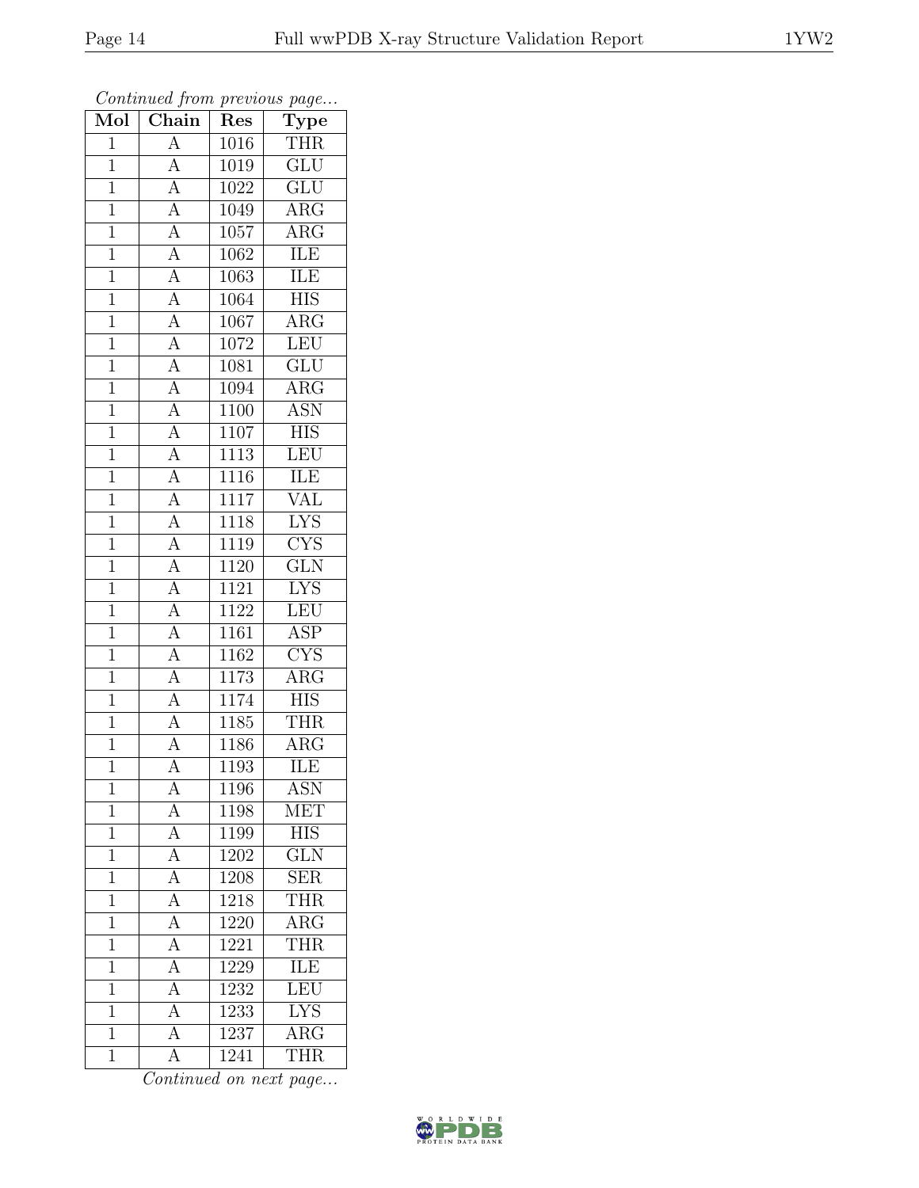*Continued from previous page...*

| Mol | Chain | Res | Type |
|---|---|---|---|
| 1 | A | 1016 | THR |
| 1 | A | 1019 | GLU |
| 1 | A | 1022 | GLU |
| 1 | A | 1049 | ARG |
| 1 | A | 1057 | ARG |
| 1 | A | 1062 | ILE |
| 1 | A | 1063 | ILE |
| 1 | A | 1064 | HIS |
| 1 | A | 1067 | ARG |
| 1 | A | 1072 | LEU |
| 1 | A | 1081 | GLU |
| 1 | A | 1094 | ARG |
| 1 | A | 1100 | ASN |
| 1 | A | 1107 | HIS |
| 1 | A | 1113 | LEU |
| 1 | A | 1116 | ILE |
| 1 | A | 1117 | VAL |
| 1 | A | 1118 | LYS |
| 1 | A | 1119 | CYS |
| 1 | A | 1120 | GLN |
| 1 | A | 1121 | LYS |
| 1 | A | 1122 | LEU |
| 1 | A | 1161 | ASP |
| 1 | A | 1162 | CYS |
| 1 | A | 1173 | ARG |
| 1 | A | 1174 | HIS |
| 1 | A | 1185 | THR |
| 1 | A | 1186 | ARG |
| 1 | A | 1193 | ILE |
| 1 | A | 1196 | ASN |
| 1 | A | 1198 | MET |
| 1 | A | 1199 | HIS |
| 1 | A | 1202 | GLN |
| 1 | A | 1208 | SER |
| 1 | A | 1218 | THR |
| 1 | A | 1220 | ARG |
| 1 | A | 1221 | THR |
| 1 | A | 1229 | ILE |
| 1 | A | 1232 | LEU |
| 1 | A | 1233 | LYS |
| 1 | A | 1237 | ARG |
| 1 | A | 1241 | THR |

*Continued on next page...*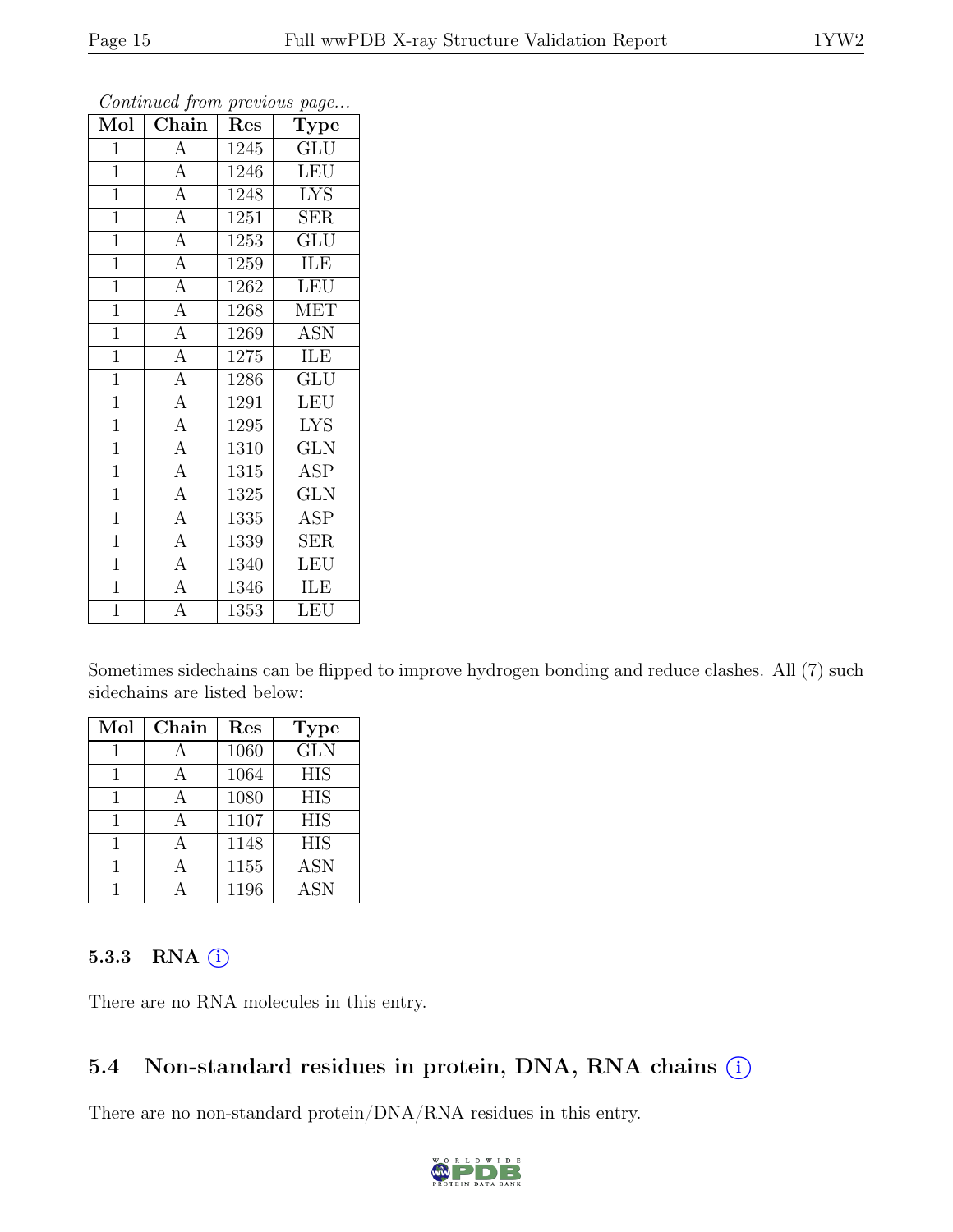*Continued from previous page...*

| Mol | Chain | Res | Type |
|---|---|---|---|
| 1 | A | 1245 | GLU |
| 1 | A | 1246 | LEU |
| 1 | A | 1248 | LYS |
| 1 | A | 1251 | SER |
| 1 | A | 1253 | GLU |
| 1 | A | 1259 | ILE |
| 1 | A | 1262 | LEU |
| 1 | A | 1268 | MET |
| 1 | A | 1269 | ASN |
| 1 | A | 1275 | ILE |
| 1 | A | 1286 | GLU |
| 1 | A | 1291 | LEU |
| 1 | A | 1295 | LYS |
| 1 | A | 1310 | GLN |
| 1 | A | 1315 | ASP |
| 1 | A | 1325 | GLN |
| 1 | A | 1335 | ASP |
| 1 | A | 1339 | SER |
| 1 | A | 1340 | LEU |
| 1 | A | 1346 | ILE |
| 1 | A | 1353 | LEU |

Sometimes sidechains can be flipped to improve hydrogen bonding and reduce clashes. All (7) such sidechains are listed below:

| Mol | Chain | Res | Type |
|---|---|---|---|
| 1 | A | 1060 | GLN |
| 1 | A | 1064 | HIS |
| 1 | A | 1080 | HIS |
| 1 | A | 1107 | HIS |
| 1 | A | 1148 | HIS |
| 1 | A | 1155 | ASN |
| 1 | A | 1196 | ASN |

### 5.3.3 RNA

There are no RNA molecules in this entry.

## 5.4 Non-standard residues in protein, DNA, RNA chains

There are no non-standard protein/DNA/RNA residues in this entry.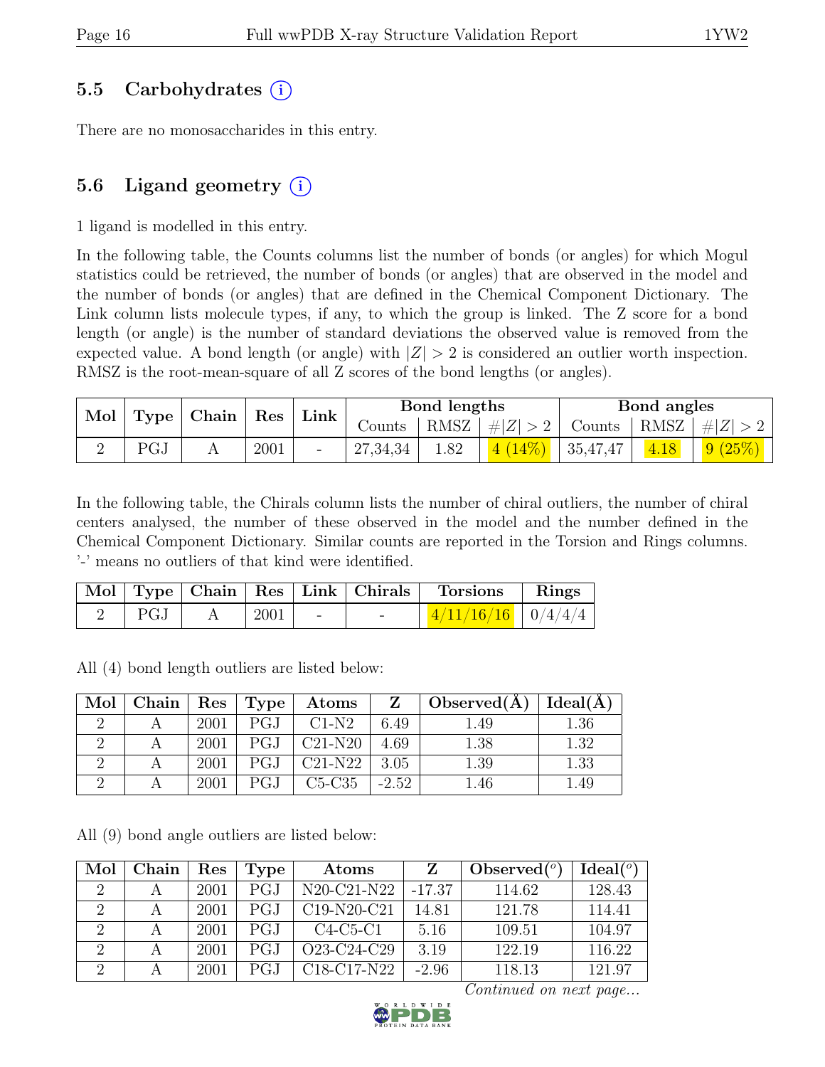## 5.5 Carbohydrates (i)

There are no monosaccharides in this entry.

## 5.6 Ligand geometry (i)

1 ligand is modelled in this entry.

In the following table, the Counts columns list the number of bonds (or angles) for which Mogul statistics could be retrieved, the number of bonds (or angles) that are observed in the model and the number of bonds (or angles) that are defined in the Chemical Component Dictionary. The Link column lists molecule types, if any, to which the group is linked. The Z score for a bond length (or angle) is the number of standard deviations the observed value is removed from the expected value. A bond length (or angle) with $|Z| > 2$ is considered an outlier worth inspection. RMSZ is the root-mean-square of all Z scores of the bond lengths (or angles).

| Mol | Type | Chain | Res | Link | Bond lengths | | | Bond angles | | |
|---|---|---|---|---|---|---|---|---|---|---|
| | | | | | Counts | RMSZ | $\#\|Z\| > 2$ | Counts | RMSZ | $\#\|Z\| > 2$ |
| 2 | PGJ | A | 2001 | - | 27,34,34 | 1.82 | 4 (14%) | 35,47,47 | 4.18 | 9 (25%) |

In the following table, the Chirals column lists the number of chiral outliers, the number of chiral centers analysed, the number of these observed in the model and the number defined in the Chemical Component Dictionary. Similar counts are reported in the Torsion and Rings columns. '-' means no outliers of that kind were identified.

| Mol | Type | Chain | Res | Link | Chirals | Torsions | Rings |
|---|---|---|---|---|---|---|---|
| 2 | PGJ | A | 2001 | - | - | 4/11/16/16 | 0/4/4/4 |

All (4) bond length outliers are listed below:

| Mol | Chain | Res | Type | Atoms | Z | Observed(Å) | Ideal(Å) |
|---|---|---|---|---|---|---|---|
| 2 | A | 2001 | PGJ | C1-N2 | 6.49 | 1.49 | 1.36 |
| 2 | A | 2001 | PGJ | C21-N20 | 4.69 | 1.38 | 1.32 |
| 2 | A | 2001 | PGJ | C21-N22 | 3.05 | 1.39 | 1.33 |
| 2 | A | 2001 | PGJ | C5-C35 | -2.52 | 1.46 | 1.49 |

All (9) bond angle outliers are listed below:

| Mol | Chain | Res | Type | Atoms | Z | Observed($^o$) | Ideal($^o$) |
|---|---|---|---|---|---|---|---|
| 2 | A | 2001 | PGJ | N20-C21-N22 | -17.37 | 114.62 | 128.43 |
| 2 | A | 2001 | PGJ | C19-N20-C21 | 14.81 | 121.78 | 114.41 |
| 2 | A | 2001 | PGJ | C4-C5-C1 | 5.16 | 109.51 | 104.97 |
| 2 | A | 2001 | PGJ | O23-C24-C29 | 3.19 | 122.19 | 116.22 |
| 2 | A | 2001 | PGJ | C18-C17-N22 | -2.96 | 118.13 | 121.97 |

*Continued on next page...*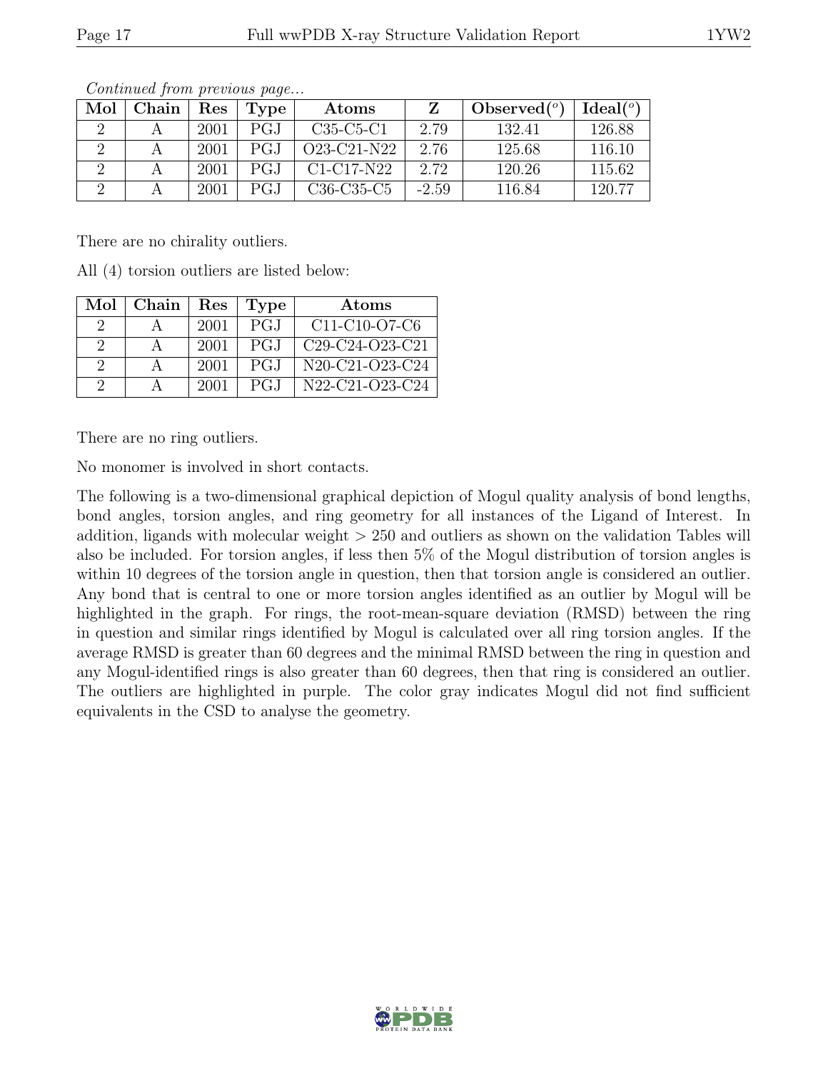*Continued from previous page...*

| Mol | Chain | Res | Type | Atoms | Z | Observed(°) | Ideal(°) |
|---|---|---|---|---|---|---|---|
| 2 | A | 2001 | PGJ | C35-C5-C1 | 2.79 | 132.41 | 126.88 |
| 2 | A | 2001 | PGJ | O23-C21-N22 | 2.76 | 125.68 | 116.10 |
| 2 | A | 2001 | PGJ | C1-C17-N22 | 2.72 | 120.26 | 115.62 |
| 2 | A | 2001 | PGJ | C36-C35-C5 | -2.59 | 116.84 | 120.77 |

There are no chirality outliers.

All (4) torsion outliers are listed below:

| Mol | Chain | Res | Type | Atoms |
|---|---|---|---|---|
| 2 | A | 2001 | PGJ | C11-C10-O7-C6 |
| 2 | A | 2001 | PGJ | C29-C24-O23-C21 |
| 2 | A | 2001 | PGJ | N20-C21-O23-C24 |
| 2 | A | 2001 | PGJ | N22-C21-O23-C24 |

There are no ring outliers.

No monomer is involved in short contacts.

The following is a two-dimensional graphical depiction of Mogul quality analysis of bond lengths, bond angles, torsion angles, and ring geometry for all instances of the Ligand of Interest. In addition, ligands with molecular weight > 250 and outliers as shown on the validation Tables will also be included. For torsion angles, if less then 5% of the Mogul distribution of torsion angles is within 10 degrees of the torsion angle in question, then that torsion angle is considered an outlier. Any bond that is central to one or more torsion angles identified as an outlier by Mogul will be highlighted in the graph. For rings, the root-mean-square deviation (RMSD) between the ring in question and similar rings identified by Mogul is calculated over all ring torsion angles. If the average RMSD is greater than 60 degrees and the minimal RMSD between the ring in question and any Mogul-identified rings is also greater than 60 degrees, then that ring is considered an outlier. The outliers are highlighted in purple. The color gray indicates Mogul did not find sufficient equivalents in the CSD to analyse the geometry.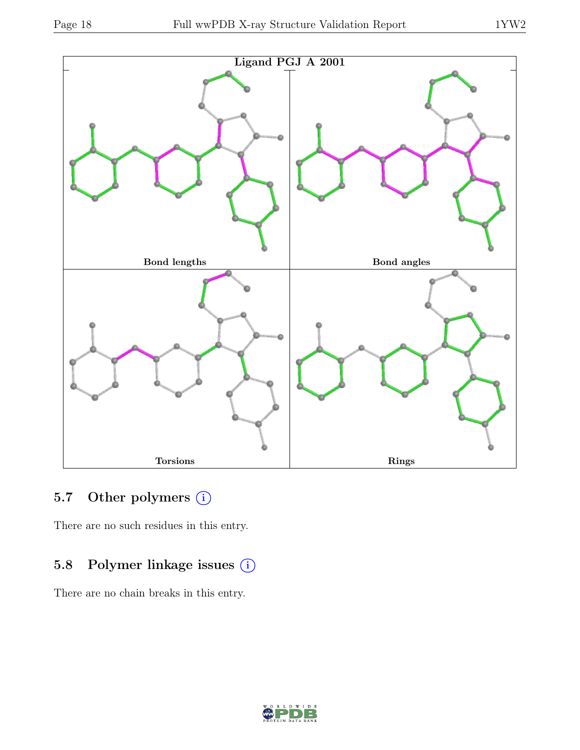Ligand PGJ A 2001

Bond lengths

Bond angles

Torsions

Rings

## 5.7 Other polymers

There are no such residues in this entry.

## 5.8 Polymer linkage issues

There are no chain breaks in this entry.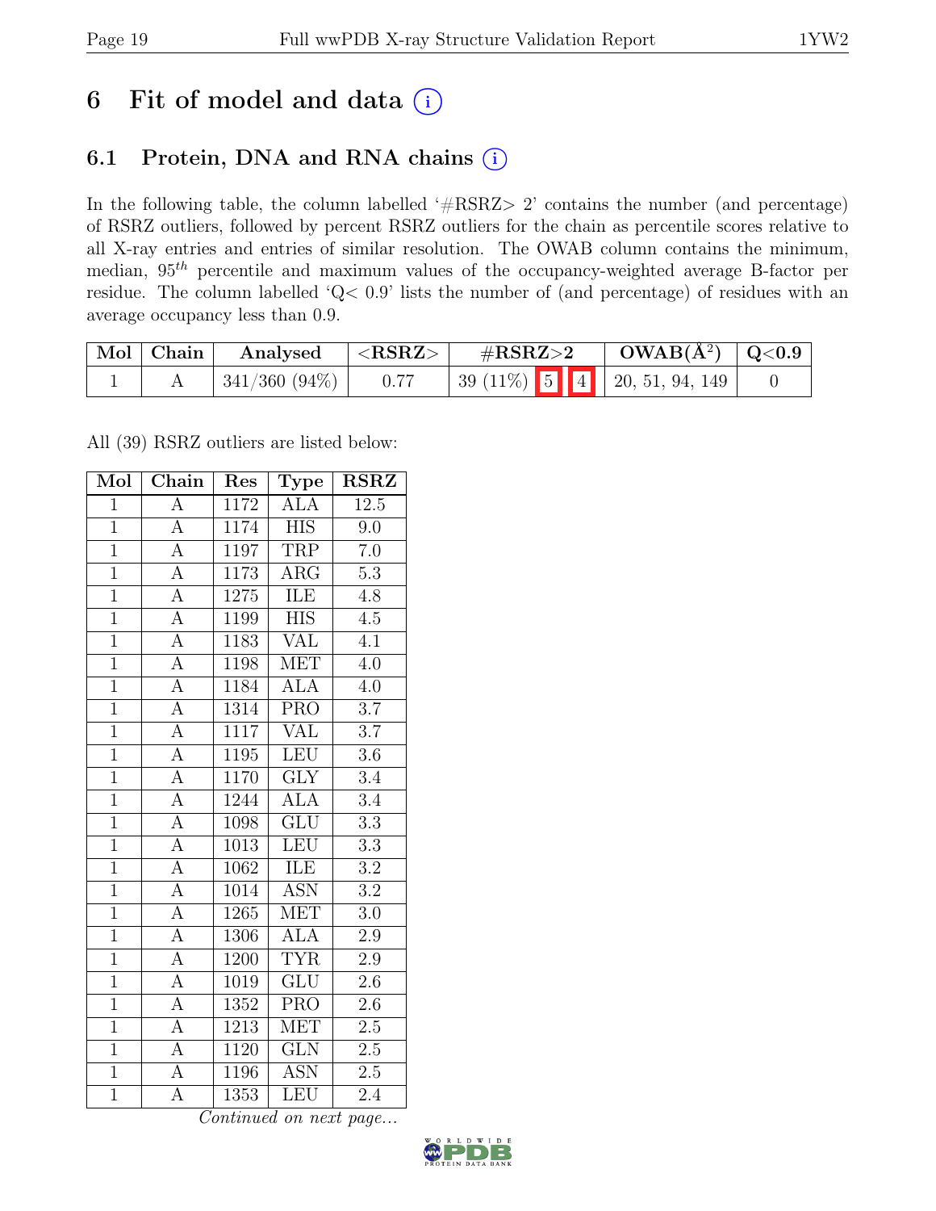# 6 Fit of model and data (i)

## 6.1 Protein, DNA and RNA chains (i)

In the following table, the column labelled '#RSRZ> 2' contains the number (and percentage) of RSRZ outliers, followed by percent RSRZ outliers for the chain as percentile scores relative to all X-ray entries and entries of similar resolution. The OWAB column contains the minimum, median, $95^{th}$ percentile and maximum values of the occupancy-weighted average B-factor per residue. The column labelled 'Q< 0.9' lists the number of (and percentage) of residues with an average occupancy less than 0.9.

| Mol | Chain | Analysed | <RSRZ> | #RSRZ>2 | OWAB(Å$^2$) | Q<0.9 |
|---|---|---|---|---|---|---|
| 1 | A | 341/360 (94%) | 0.77 | 39 (11%) 5 4 | 20, 51, 94, 149 | 0 |

All (39) RSRZ outliers are listed below:

| Mol | Chain | Res | Type | RSRZ |
|---|---|---|---|---|
| 1 | A | 1172 | ALA | 12.5 |
| 1 | A | 1174 | HIS | 9.0 |
| 1 | A | 1197 | TRP | 7.0 |
| 1 | A | 1173 | ARG | 5.3 |
| 1 | A | 1275 | ILE | 4.8 |
| 1 | A | 1199 | HIS | 4.5 |
| 1 | A | 1183 | VAL | 4.1 |
| 1 | A | 1198 | MET | 4.0 |
| 1 | A | 1184 | ALA | 4.0 |
| 1 | A | 1314 | PRO | 3.7 |
| 1 | A | 1117 | VAL | 3.7 |
| 1 | A | 1195 | LEU | 3.6 |
| 1 | A | 1170 | GLY | 3.4 |
| 1 | A | 1244 | ALA | 3.4 |
| 1 | A | 1098 | GLU | 3.3 |
| 1 | A | 1013 | LEU | 3.3 |
| 1 | A | 1062 | ILE | 3.2 |
| 1 | A | 1014 | ASN | 3.2 |
| 1 | A | 1265 | MET | 3.0 |
| 1 | A | 1306 | ALA | 2.9 |
| 1 | A | 1200 | TYR | 2.9 |
| 1 | A | 1019 | GLU | 2.6 |
| 1 | A | 1352 | PRO | 2.6 |
| 1 | A | 1213 | MET | 2.5 |
| 1 | A | 1120 | GLN | 2.5 |
| 1 | A | 1196 | ASN | 2.5 |
| 1 | A | 1353 | LEU | 2.4 |

*Continued on next page...*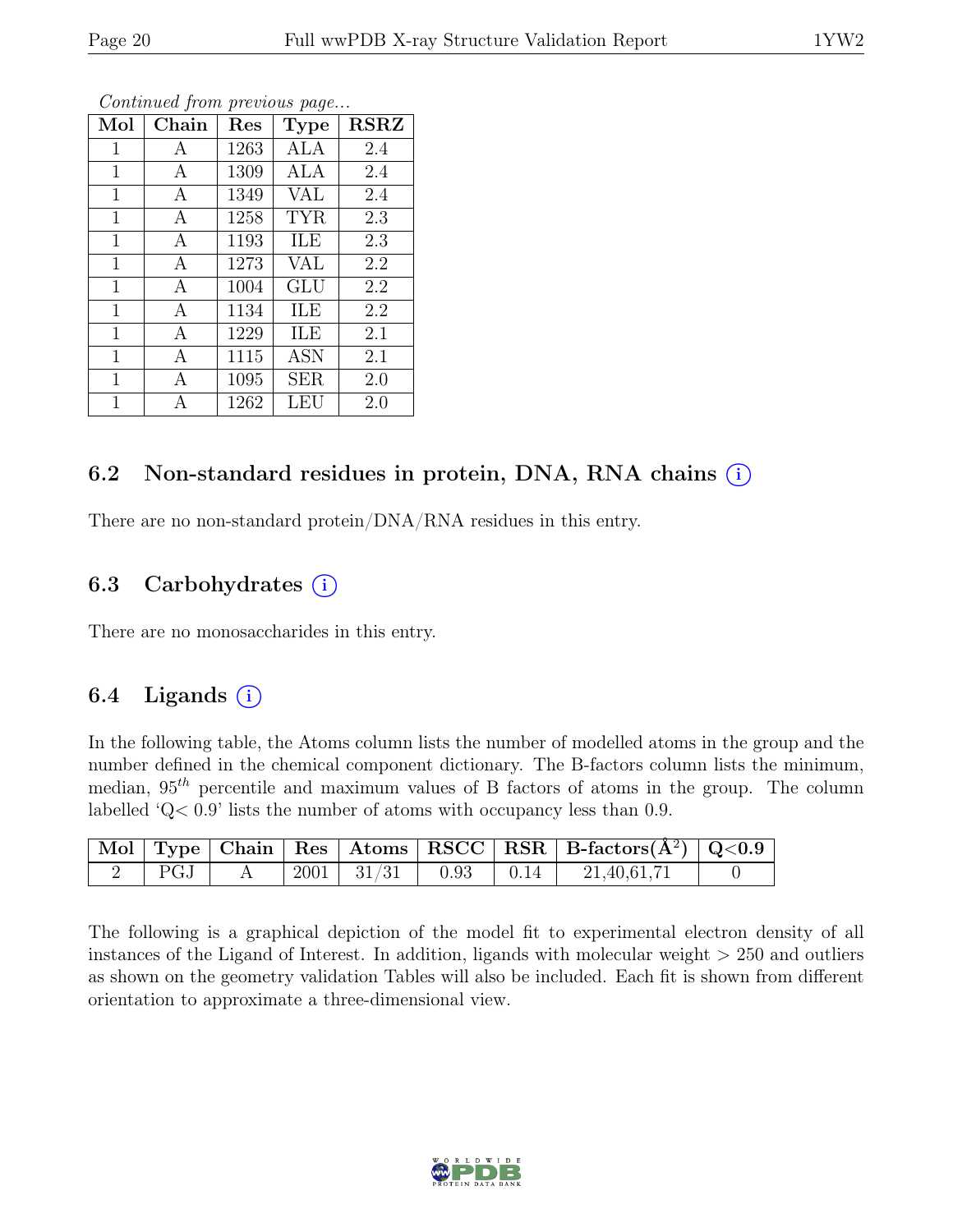*Continued from previous page...*

| Mol | Chain | Res | Type | RSRZ |
|---|---|---|---|---|
| 1 | A | 1263 | ALA | 2.4 |
| 1 | A | 1309 | ALA | 2.4 |
| 1 | A | 1349 | VAL | 2.4 |
| 1 | A | 1258 | TYR | 2.3 |
| 1 | A | 1193 | ILE | 2.3 |
| 1 | A | 1273 | VAL | 2.2 |
| 1 | A | 1004 | GLU | 2.2 |
| 1 | A | 1134 | ILE | 2.2 |
| 1 | A | 1229 | ILE | 2.1 |
| 1 | A | 1115 | ASN | 2.1 |
| 1 | A | 1095 | SER | 2.0 |
| 1 | A | 1262 | LEU | 2.0 |

## 6.2 Non-standard residues in protein, DNA, RNA chains (i)

There are no non-standard protein/DNA/RNA residues in this entry.

## 6.3 Carbohydrates (i)

There are no monosaccharides in this entry.

## 6.4 Ligands (i)

In the following table, the Atoms column lists the number of modelled atoms in the group and the number defined in the chemical component dictionary. The B-factors column lists the minimum, median, $95^{th}$ percentile and maximum values of B factors of atoms in the group. The column labelled 'Q< 0.9' lists the number of atoms with occupancy less than 0.9.

| Mol | Type | Chain | Res | Atoms | RSCC | RSR | B-factors($Å^2$) | Q<0.9 |
|---|---|---|---|---|---|---|---|---|
| 2 | PGJ | A | 2001 | 31/31 | 0.93 | 0.14 | 21,40,61,71 | 0 |

The following is a graphical depiction of the model fit to experimental electron density of all instances of the Ligand of Interest. In addition, ligands with molecular weight > 250 and outliers as shown on the geometry validation Tables will also be included. Each fit is shown from different orientation to approximate a three-dimensional view.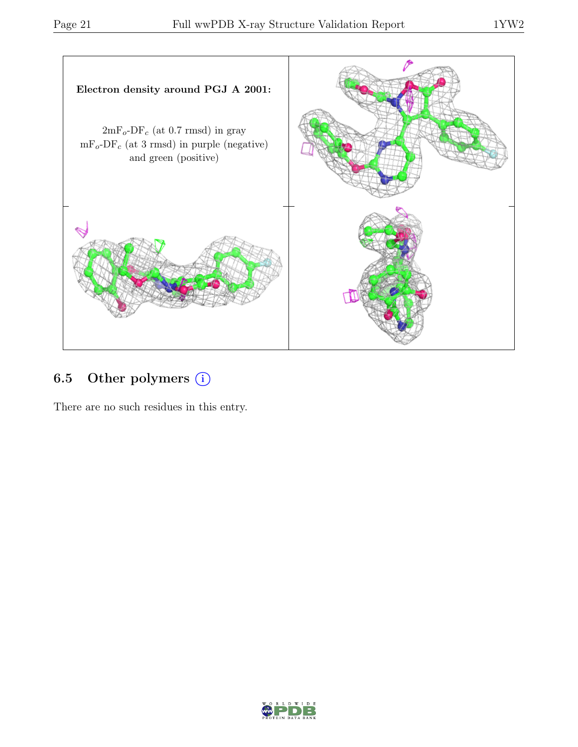**Electron density around PGJ A 2001:**

$2mF_o$-$DF_c$ (at 0.7 rmsd) in gray
$mF_o$-$DF_c$ (at 3 rmsd) in purple (negative)
and green (positive)

## 6.5 Other polymers

There are no such residues in this entry.